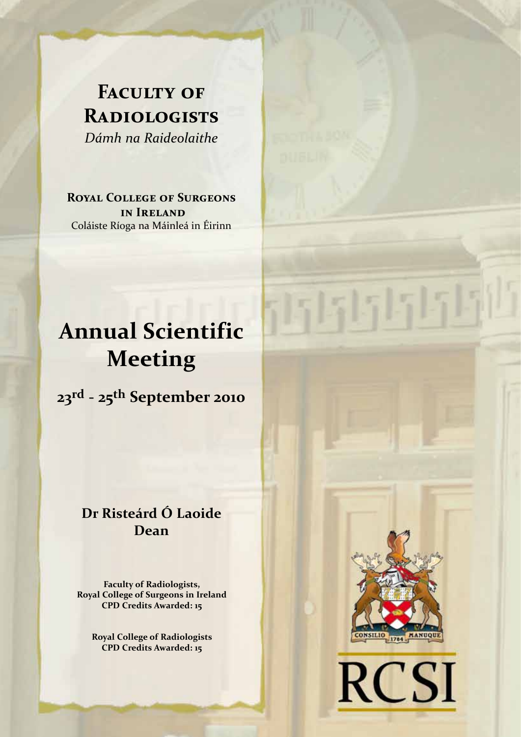# Faculty of Radiologists

*Dámh na Raideolaithe*

**Royal College of Surgeons in Ireland**

Coláiste Ríoga na Máinleá in Éirinn

# Annual Scientific Meeting

## 23rd - 25th September 2010

**Dr Risteárd Ó Laoide**
**Dean**

**Faculty of Radiologists,**
**Royal College of Surgeons in Ireland**
**CPD Credits Awarded: 15**

**Royal College of Radiologists**
**CPD Credits Awarded: 15**

CONSILIO 1784 MANUQUE

RCSI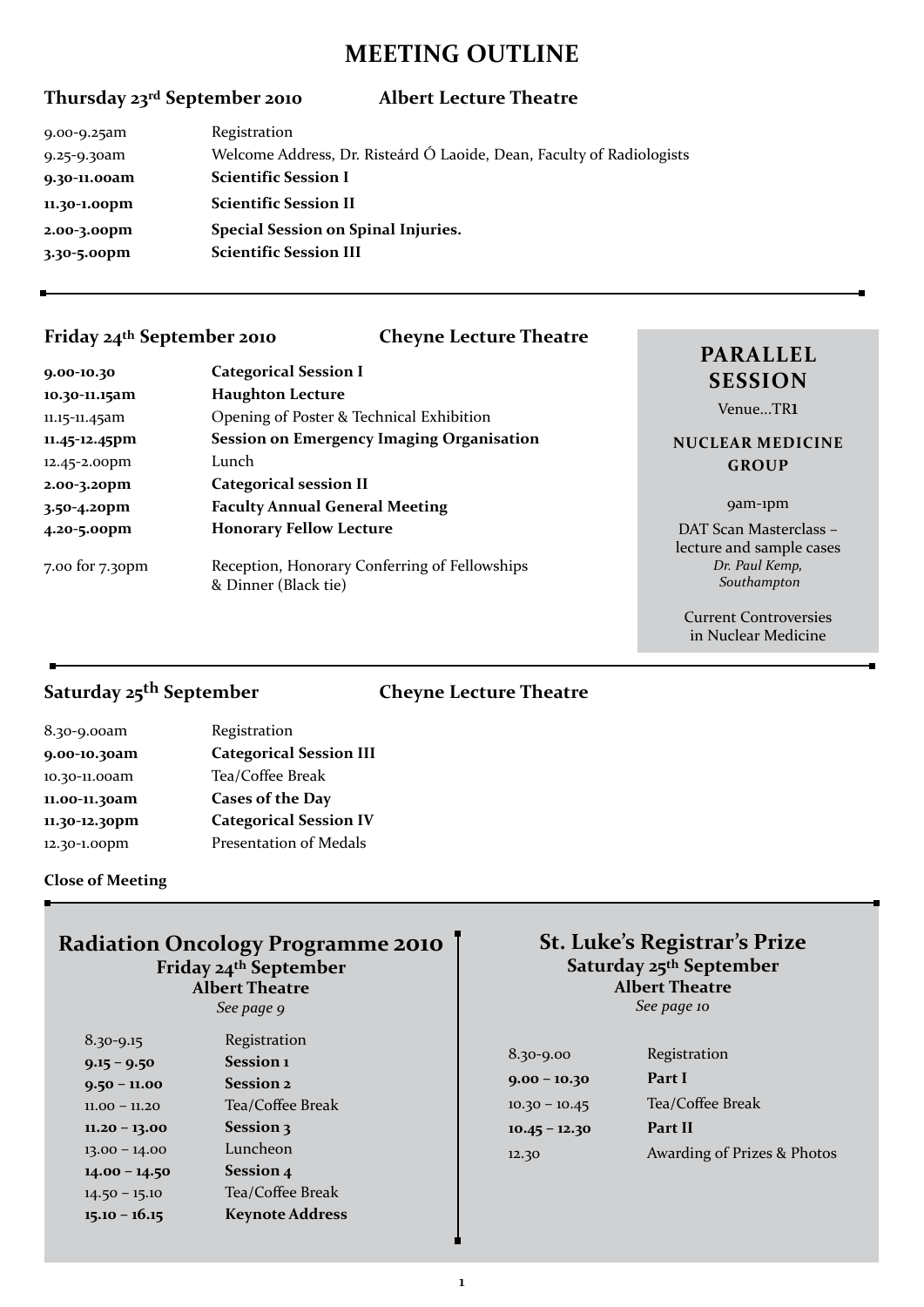# MEETING OUTLINE

## Thursday 23rd September 2010 — Albert Lecture Theatre

| | |
|---|---|
| 9.00-9.25am | Registration |
| 9.25-9.30am | Welcome Address, Dr. Risteárd Ó Laoide, Dean, Faculty of Radiologists |
| **9.30-11.00am** | **Scientific Session I** |
| **11.30-1.00pm** | **Scientific Session II** |
| **2.00-3.00pm** | **Special Session on Spinal Injuries.** |
| **3.30-5.00pm** | **Scientific Session III** |

## Friday 24th September 2010 — Cheyne Lecture Theatre

| | |
|---|---|
| **9.00-10.30** | **Categorical Session I** |
| **10.30-11.15am** | **Haughton Lecture** |
| 11.15-11.45am | Opening of Poster & Technical Exhibition |
| **11.45-12.45pm** | **Session on Emergency Imaging Organisation** |
| 12.45-2.00pm | Lunch |
| **2.00-3.20pm** | **Categorical session II** |
| **3.50-4.20pm** | **Faculty Annual General Meeting** |
| **4.20-5.00pm** | **Honorary Fellow Lecture** |
| 7.00 for 7.30pm | Reception, Honorary Conferring of Fellowships & Dinner (Black tie) |

### PARALLEL SESSION

Venue...TR1

**NUCLEAR MEDICINE GROUP**

9am-1pm

DAT Scan Masterclass – lecture and sample cases
*Dr. Paul Kemp, Southampton*

Current Controversies in Nuclear Medicine

## Saturday 25th September — Cheyne Lecture Theatre

| | |
|---|---|
| 8.30-9.00am | Registration |
| **9.00-10.30am** | **Categorical Session III** |
| 10.30-11.00am | Tea/Coffee Break |
| **11.00-11.30am** | **Cases of the Day** |
| **11.30-12.30pm** | **Categorical Session IV** |
| 12.30-1.00pm | Presentation of Medals |

**Close of Meeting**

## Radiation Oncology Programme 2010

**Friday 24th September**
**Albert Theatre**
*See page 9*

| | |
|---|---|
| 8.30-9.15 | Registration |
| **9.15 – 9.50** | **Session 1** |
| **9.50 – 11.00** | **Session 2** |
| 11.00 – 11.20 | Tea/Coffee Break |
| **11.20 – 13.00** | **Session 3** |
| 13.00 – 14.00 | Luncheon |
| **14.00 – 14.50** | **Session 4** |
| 14.50 – 15.10 | Tea/Coffee Break |
| **15.10 – 16.15** | **Keynote Address** |

## St. Luke's Registrar's Prize

**Saturday 25th September**
**Albert Theatre**
*See page 10*

| | |
|---|---|
| 8.30-9.00 | Registration |
| **9.00 – 10.30** | **Part I** |
| 10.30 – 10.45 | Tea/Coffee Break |
| **10.45 – 12.30** | **Part II** |
| 12.30 | Awarding of Prizes & Photos |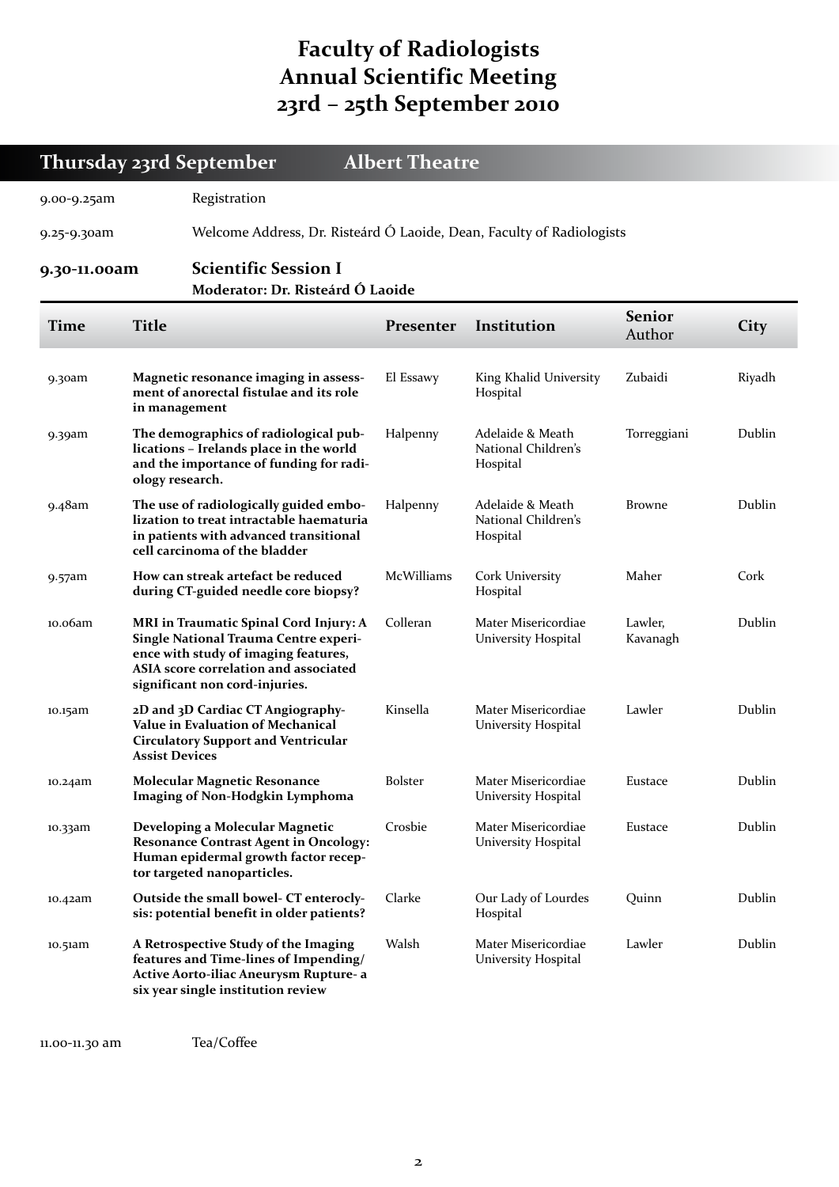# Faculty of Radiologists Annual Scientific Meeting 23rd – 25th September 2010

## Thursday 23rd September — Albert Theatre

9.00-9.25am — Registration

9.25-9.30am — Welcome Address, Dr. Risteárd Ó Laoide, Dean, Faculty of Radiologists

### 9.30-11.00am — Scientific Session I

**Moderator: Dr. Risteárd Ó Laoide**

| Time | Title | Presenter | Institution | Senior Author | City |
|---|---|---|---|---|---|
| 9.30am | **Magnetic resonance imaging in assessment of anorectal fistulae and its role in management** | El Essawy | King Khalid University Hospital | Zubaidi | Riyadh |
| 9.39am | **The demographics of radiological publications – Irelands place in the world and the importance of funding for radiology research.** | Halpenny | Adelaide & Meath National Children's Hospital | Torreggiani | Dublin |
| 9.48am | **The use of radiologically guided embolization to treat intractable haematuria in patients with advanced transitional cell carcinoma of the bladder** | Halpenny | Adelaide & Meath National Children's Hospital | Browne | Dublin |
| 9.57am | **How can streak artefact be reduced during CT-guided needle core biopsy?** | McWilliams | Cork University Hospital | Maher | Cork |
| 10.06am | **MRI in Traumatic Spinal Cord Injury: A Single National Trauma Centre experience with study of imaging features, ASIA score correlation and associated significant non cord-injuries.** | Colleran | Mater Misericordiae University Hospital | Lawler, Kavanagh | Dublin |
| 10.15am | **2D and 3D Cardiac CT Angiography- Value in Evaluation of Mechanical Circulatory Support and Ventricular Assist Devices** | Kinsella | Mater Misericordiae University Hospital | Lawler | Dublin |
| 10.24am | **Molecular Magnetic Resonance Imaging of Non-Hodgkin Lymphoma** | Bolster | Mater Misericordiae University Hospital | Eustace | Dublin |
| 10.33am | **Developing a Molecular Magnetic Resonance Contrast Agent in Oncology: Human epidermal growth factor receptor targeted nanoparticles.** | Crosbie | Mater Misericordiae University Hospital | Eustace | Dublin |
| 10.42am | **Outside the small bowel- CT enteroclysis: potential benefit in older patients?** | Clarke | Our Lady of Lourdes Hospital | Quinn | Dublin |
| 10.51am | **A Retrospective Study of the Imaging features and Time-lines of Impending/ Active Aorto-iliac Aneurysm Rupture- a six year single institution review** | Walsh | Mater Misericordiae University Hospital | Lawler | Dublin |

11.00-11.30 am — Tea/Coffee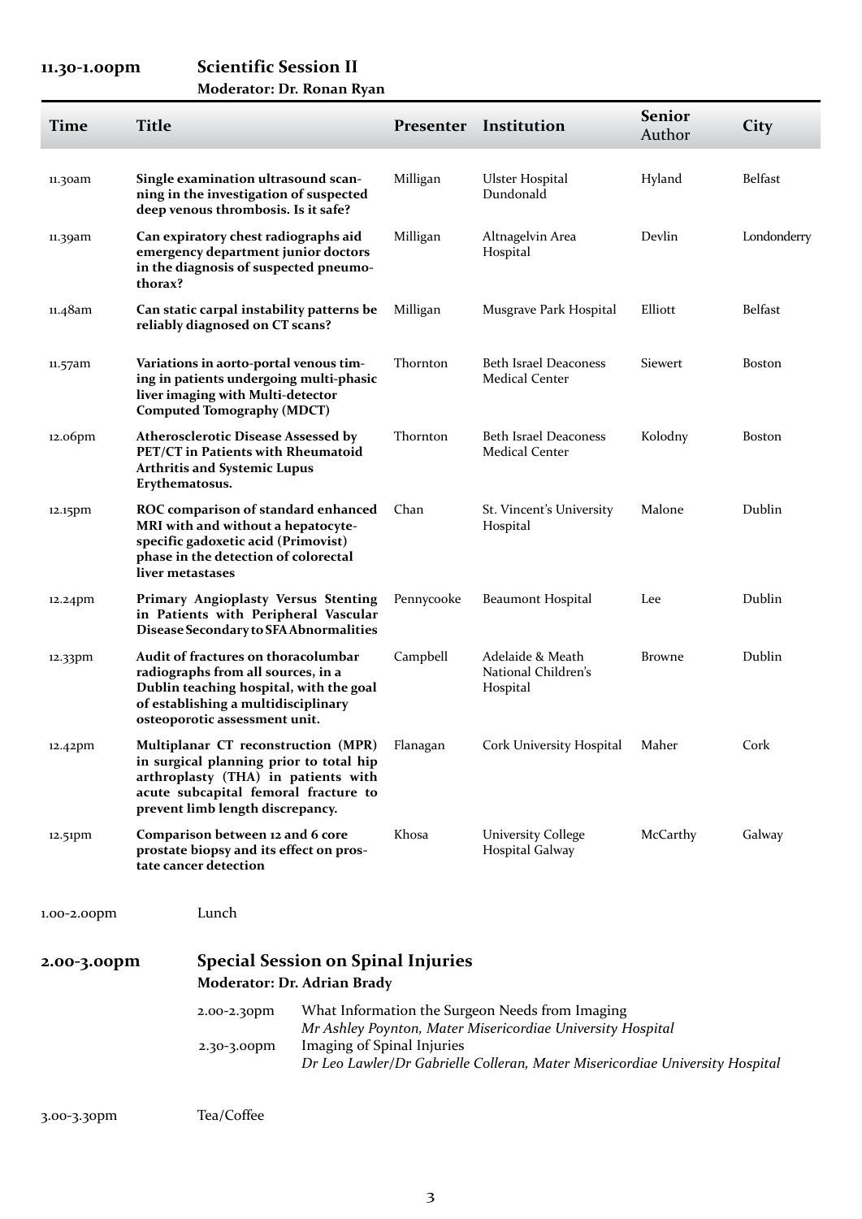## 11.30-1.00pm Scientific Session II

**Moderator: Dr. Ronan Ryan**

| Time | Title | Presenter | Institution | Senior Author | City |
|---|---|---|---|---|---|
| 11.30am | **Single examination ultrasound scanning in the investigation of suspected deep venous thrombosis. Is it safe?** | Milligan | Ulster Hospital Dundonald | Hyland | Belfast |
| 11.39am | **Can expiratory chest radiographs aid emergency department junior doctors in the diagnosis of suspected pneumothorax?** | Milligan | Altnagelvin Area Hospital | Devlin | Londonderry |
| 11.48am | **Can static carpal instability patterns be reliably diagnosed on CT scans?** | Milligan | Musgrave Park Hospital | Elliott | Belfast |
| 11.57am | **Variations in aorto-portal venous timing in patients undergoing multi-phasic liver imaging with Multi-detector Computed Tomography (MDCT)** | Thornton | Beth Israel Deaconess Medical Center | Siewert | Boston |
| 12.06pm | **Atherosclerotic Disease Assessed by PET/CT in Patients with Rheumatoid Arthritis and Systemic Lupus Erythematosus.** | Thornton | Beth Israel Deaconess Medical Center | Kolodny | Boston |
| 12.15pm | **ROC comparison of standard enhanced MRI with and without a hepatocyte-specific gadoxetic acid (Primovist) phase in the detection of colorectal liver metastases** | Chan | St. Vincent's University Hospital | Malone | Dublin |
| 12.24pm | **Primary Angioplasty Versus Stenting in Patients with Peripheral Vascular Disease Secondary to SFA Abnormalities** | Pennycooke | Beaumont Hospital | Lee | Dublin |
| 12.33pm | **Audit of fractures on thoracolumbar radiographs from all sources, in a Dublin teaching hospital, with the goal of establishing a multidisciplinary osteoporotic assessment unit.** | Campbell | Adelaide & Meath National Children's Hospital | Browne | Dublin |
| 12.42pm | **Multiplanar CT reconstruction (MPR) in surgical planning prior to total hip arthroplasty (THA) in patients with acute subcapital femoral fracture to prevent limb length discrepancy.** | Flanagan | Cork University Hospital | Maher | Cork |
| 12.51pm | **Comparison between 12 and 6 core prostate biopsy and its effect on prostate cancer detection** | Khosa | University College Hospital Galway | McCarthy | Galway |

1.00-2.00pm Lunch

## 2.00-3.00pm Special Session on Spinal Injuries

**Moderator: Dr. Adrian Brady**

2.00-2.30pm What Information the Surgeon Needs from Imaging
*Mr Ashley Poynton, Mater Misericordiae University Hospital*

2.30-3.00pm Imaging of Spinal Injuries
*Dr Leo Lawler/Dr Gabrielle Colleran, Mater Misericordiae University Hospital*

3.00-3.30pm Tea/Coffee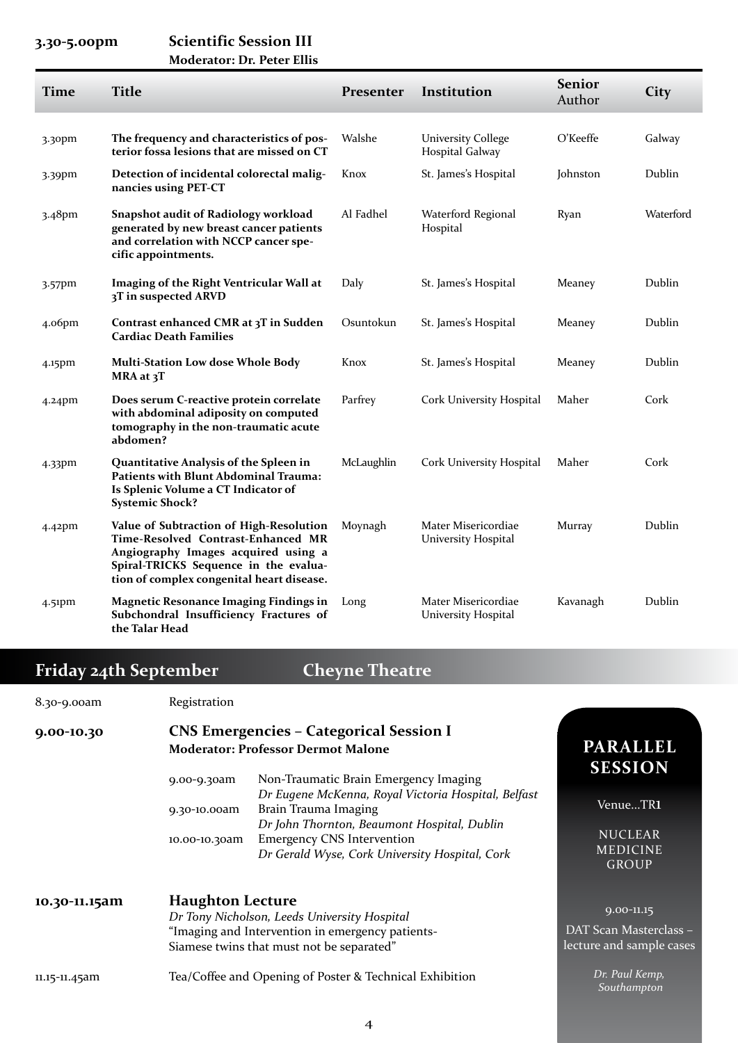**3.30-5.00pm** **Scientific Session III**
**Moderator: Dr. Peter Ellis**

| Time | Title | Presenter | Institution | Senior Author | City |
|---|---|---|---|---|---|
| 3.30pm | **The frequency and characteristics of posterior fossa lesions that are missed on CT** | Walshe | University College Hospital Galway | O'Keeffe | Galway |
| 3.39pm | **Detection of incidental colorectal malignancies using PET-CT** | Knox | St. James's Hospital | Johnston | Dublin |
| 3.48pm | **Snapshot audit of Radiology workload generated by new breast cancer patients and correlation with NCCP cancer specific appointments.** | Al Fadhel | Waterford Regional Hospital | Ryan | Waterford |
| 3.57pm | **Imaging of the Right Ventricular Wall at 3T in suspected ARVD** | Daly | St. James's Hospital | Meaney | Dublin |
| 4.06pm | **Contrast enhanced CMR at 3T in Sudden Cardiac Death Families** | Osuntokun | St. James's Hospital | Meaney | Dublin |
| 4.15pm | **Multi-Station Low dose Whole Body MRA at 3T** | Knox | St. James's Hospital | Meaney | Dublin |
| 4.24pm | **Does serum C-reactive protein correlate with abdominal adiposity on computed tomography in the non-traumatic acute abdomen?** | Parfrey | Cork University Hospital | Maher | Cork |
| 4.33pm | **Quantitative Analysis of the Spleen in Patients with Blunt Abdominal Trauma: Is Splenic Volume a CT Indicator of Systemic Shock?** | McLaughlin | Cork University Hospital | Maher | Cork |
| 4.42pm | **Value of Subtraction of High-Resolution Time-Resolved Contrast-Enhanced MR Angiography Images acquired using a Spiral-TRICKS Sequence in the evaluation of complex congenital heart disease.** | Moynagh | Mater Misericordiae University Hospital | Murray | Dublin |
| 4.51pm | **Magnetic Resonance Imaging Findings in Subchondral Insufficiency Fractures of the Talar Head** | Long | Mater Misericordiae University Hospital | Kavanagh | Dublin |

## Friday 24th September — Cheyne Theatre

8.30-9.00am Registration

**9.00-10.30** **CNS Emergencies – Categorical Session I**
**Moderator: Professor Dermot Malone**

- 9.00-9.30am Non-Traumatic Brain Emergency Imaging
  *Dr Eugene McKenna, Royal Victoria Hospital, Belfast*
- 9.30-10.00am Brain Trauma Imaging
  *Dr John Thornton, Beaumont Hospital, Dublin*
- 10.00-10.30am Emergency CNS Intervention
  *Dr Gerald Wyse, Cork University Hospital, Cork*

**10.30-11.15am** **Haughton Lecture**
*Dr Tony Nicholson, Leeds University Hospital*
"Imaging and Intervention in emergency patients-Siamese twins that must not be separated"

11.15-11.45am Tea/Coffee and Opening of Poster & Technical Exhibition

**PARALLEL SESSION**

Venue...TR1

NUCLEAR MEDICINE GROUP

9.00-11.15

DAT Scan Masterclass – lecture and sample cases

*Dr. Paul Kemp, Southampton*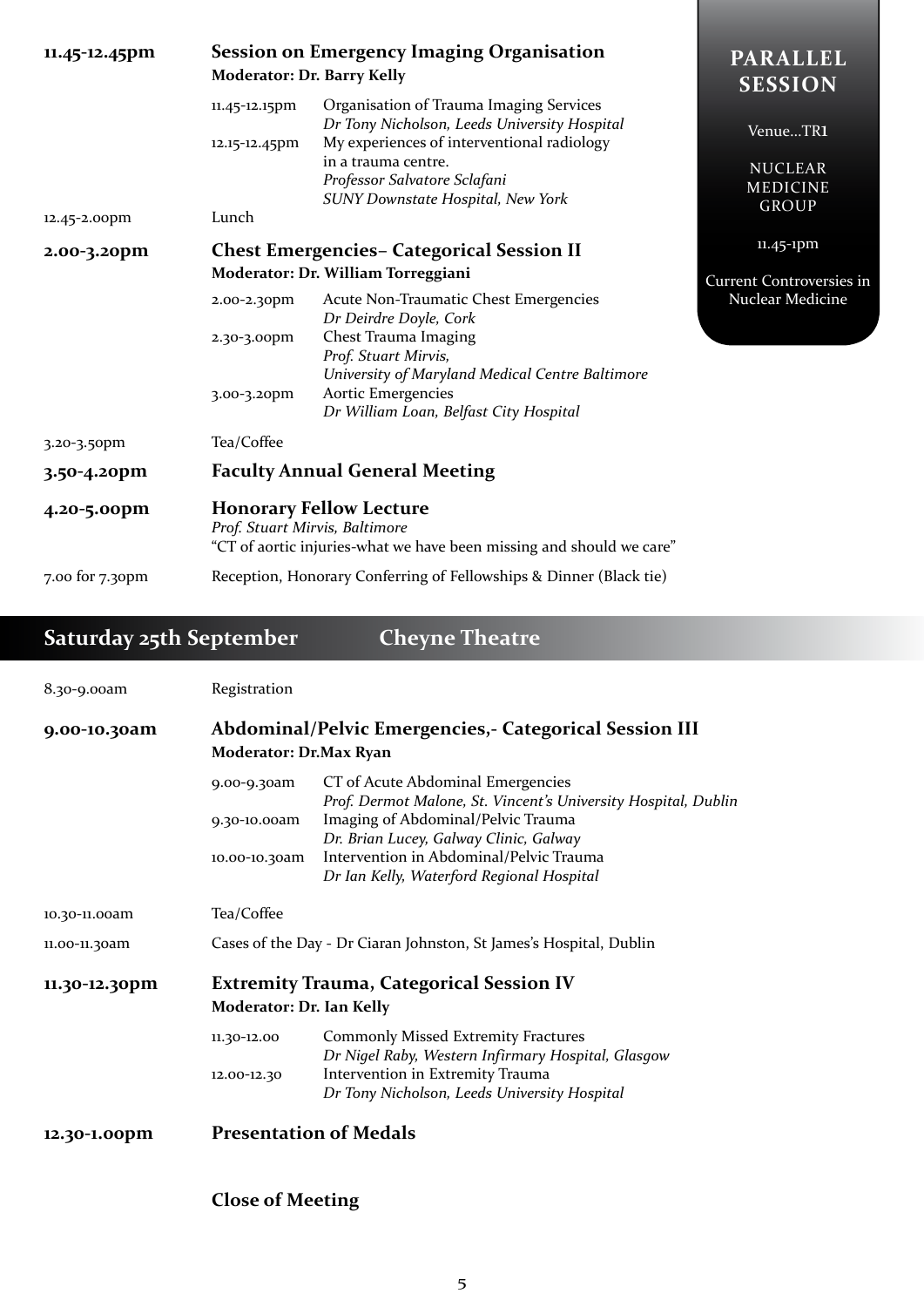**11.45-12.45pm** **Session on Emergency Imaging Organisation**
**Moderator: Dr. Barry Kelly**

- 11.45-12.15pm — Organisation of Trauma Imaging Services
  *Dr Tony Nicholson, Leeds University Hospital*
- 12.15-12.45pm — My experiences of interventional radiology in a trauma centre.
  *Professor Salvatore Sclafani*
  *SUNY Downstate Hospital, New York*

12.45-2.00pm Lunch

**PARALLEL SESSION**

Venue...TR1

NUCLEAR MEDICINE GROUP

11.45-1pm

Current Controversies in Nuclear Medicine

**2.00-3.20pm** **Chest Emergencies– Categorical Session II**
**Moderator: Dr. William Torreggiani**

- 2.00-2.30pm — Acute Non-Traumatic Chest Emergencies
  *Dr Deirdre Doyle, Cork*
- 2.30-3.00pm — Chest Trauma Imaging
  *Prof. Stuart Mirvis,*
  *University of Maryland Medical Centre Baltimore*
- 3.00-3.20pm — Aortic Emergencies
  *Dr William Loan, Belfast City Hospital*

3.20-3.50pm Tea/Coffee

**3.50-4.20pm** **Faculty Annual General Meeting**

**4.20-5.00pm** **Honorary Fellow Lecture**
*Prof. Stuart Mirvis, Baltimore*
"CT of aortic injuries-what we have been missing and should we care"

7.00 for 7.30pm Reception, Honorary Conferring of Fellowships & Dinner (Black tie)

## Saturday 25th September Cheyne Theatre

8.30-9.00am Registration

**9.00-10.30am** **Abdominal/Pelvic Emergencies,- Categorical Session III**
**Moderator: Dr.Max Ryan**

- 9.00-9.30am — CT of Acute Abdominal Emergencies
  *Prof. Dermot Malone, St. Vincent's University Hospital, Dublin*
- 9.30-10.00am — Imaging of Abdominal/Pelvic Trauma
  *Dr. Brian Lucey, Galway Clinic, Galway*
- 10.00-10.30am — Intervention in Abdominal/Pelvic Trauma
  *Dr Ian Kelly, Waterford Regional Hospital*

10.30-11.00am Tea/Coffee

11.00-11.30am Cases of the Day - Dr Ciaran Johnston, St James's Hospital, Dublin

**11.30-12.30pm** **Extremity Trauma, Categorical Session IV**
**Moderator: Dr. Ian Kelly**

- 11.30-12.00 — Commonly Missed Extremity Fractures
  *Dr Nigel Raby, Western Infirmary Hospital, Glasgow*
- 12.00-12.30 — Intervention in Extremity Trauma
  *Dr Tony Nicholson, Leeds University Hospital*

**12.30-1.00pm** **Presentation of Medals**

**Close of Meeting**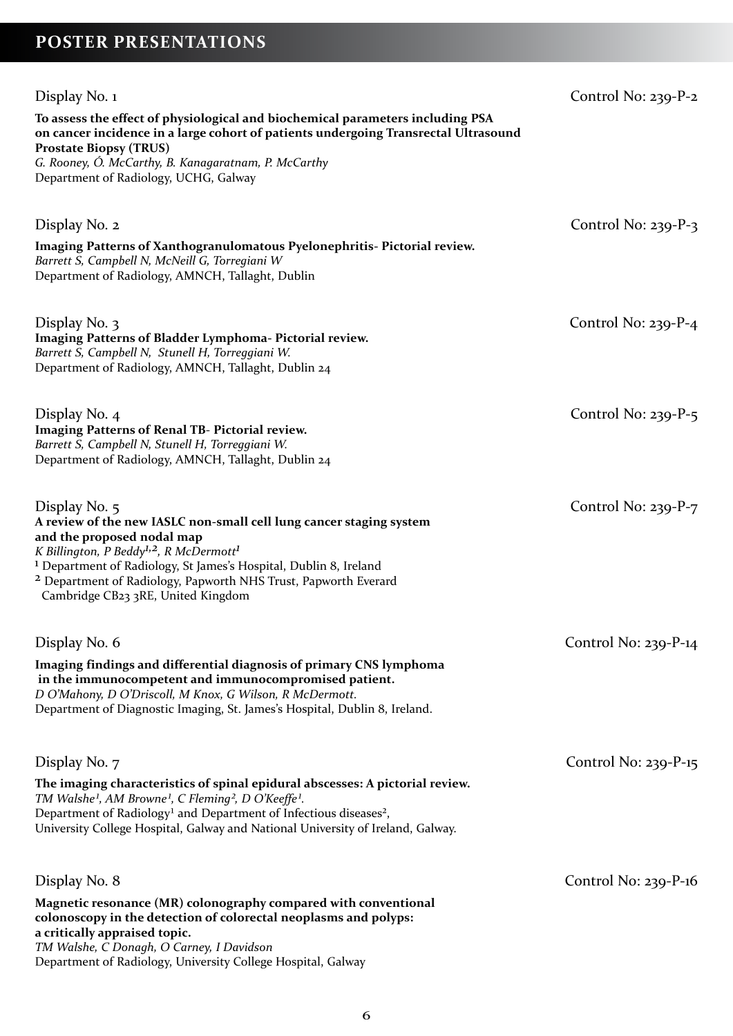# POSTER PRESENTATIONS

Display No. 1 Control No: 239-P-2

**To assess the effect of physiological and biochemical parameters including PSA on cancer incidence in a large cohort of patients undergoing Transrectal Ultrasound Prostate Biopsy (TRUS)**
*G. Rooney, Ó. McCarthy, B. Kanagaratnam, P. McCarthy*
Department of Radiology, UCHG, Galway

Display No. 2 Control No: 239-P-3

**Imaging Patterns of Xanthogranulomatous Pyelonephritis- Pictorial review.**
*Barrett S, Campbell N, McNeill G, Torregiani W*
Department of Radiology, AMNCH, Tallaght, Dublin

Display No. 3 Control No: 239-P-4

**Imaging Patterns of Bladder Lymphoma- Pictorial review.**
*Barrett S, Campbell N, Stunell H, Torreggiani W.*
Department of Radiology, AMNCH, Tallaght, Dublin 24

Display No. 4 Control No: 239-P-5

**Imaging Patterns of Renal TB- Pictorial review.**
*Barrett S, Campbell N, Stunell H, Torreggiani W.*
Department of Radiology, AMNCH, Tallaght, Dublin 24

Display No. 5 Control No: 239-P-7

**A review of the new IASLC non-small cell lung cancer staging system and the proposed nodal map**
*K Billington, P Beddy[1,2], R McDermott[1]*
[1] Department of Radiology, St James's Hospital, Dublin 8, Ireland
[2] Department of Radiology, Papworth NHS Trust, Papworth Everard Cambridge CB23 3RE, United Kingdom

Display No. 6 Control No: 239-P-14

**Imaging findings and differential diagnosis of primary CNS lymphoma in the immunocompetent and immunocompromised patient.**
*D O'Mahony, D O'Driscoll, M Knox, G Wilson, R McDermott.*
Department of Diagnostic Imaging, St. James's Hospital, Dublin 8, Ireland.

Display No. 7 Control No: 239-P-15

**The imaging characteristics of spinal epidural abscesses: A pictorial review.**
*TM Walshe[1], AM Browne[1], C Fleming[2], D O'Keeffe[1].*
Department of Radiology[1] and Department of Infectious diseases[2],
University College Hospital, Galway and National University of Ireland, Galway.

Display No. 8 Control No: 239-P-16

**Magnetic resonance (MR) colonography compared with conventional colonoscopy in the detection of colorectal neoplasms and polyps: a critically appraised topic.**
*TM Walshe, C Donagh, O Carney, I Davidson*
Department of Radiology, University College Hospital, Galway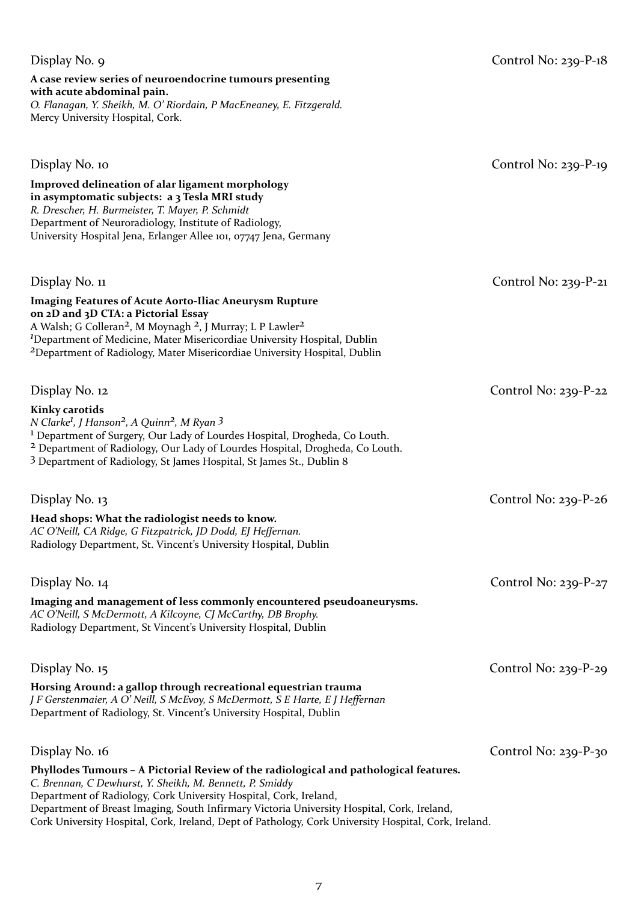Display No. 9 Control No: 239-P-18

**A case review series of neuroendocrine tumours presenting with acute abdominal pain.**
*O. Flanagan, Y. Sheikh, M. O' Riordain, P MacEneaney, E. Fitzgerald.*
Mercy University Hospital, Cork.

Display No. 10 Control No: 239-P-19

**Improved delineation of alar ligament morphology in asymptomatic subjects: a 3 Tesla MRI study**
*R. Drescher, H. Burmeister, T. Mayer, P. Schmidt*
Department of Neuroradiology, Institute of Radiology,
University Hospital Jena, Erlanger Allee 101, 07747 Jena, Germany

Display No. 11 Control No: 239-P-21

**Imaging Features of Acute Aorto-Iliac Aneurysm Rupture on 2D and 3D CTA: a Pictorial Essay**
A Walsh; G Colleran[2], M Moynagh [2], J Murray; L P Lawler[2]
[1]Department of Medicine, Mater Misericordiae University Hospital, Dublin
[2]Department of Radiology, Mater Misericordiae University Hospital, Dublin

Display No. 12 Control No: 239-P-22

**Kinky carotids**
*N Clarke[1], J Hanson[2], A Quinn[2], M Ryan [3]*
[1] Department of Surgery, Our Lady of Lourdes Hospital, Drogheda, Co Louth.
[2] Department of Radiology, Our Lady of Lourdes Hospital, Drogheda, Co Louth.
[3] Department of Radiology, St James Hospital, St James St., Dublin 8

Display No. 13 Control No: 239-P-26

**Head shops: What the radiologist needs to know.**
*AC O'Neill, CA Ridge, G Fitzpatrick, JD Dodd, EJ Heffernan.*
Radiology Department, St. Vincent's University Hospital, Dublin

Display No. 14 Control No: 239-P-27

**Imaging and management of less commonly encountered pseudoaneurysms.**
*AC O'Neill, S McDermott, A Kilcoyne, CJ McCarthy, DB Brophy.*
Radiology Department, St Vincent's University Hospital, Dublin

Display No. 15 Control No: 239-P-29

**Horsing Around: a gallop through recreational equestrian trauma**
*J F Gerstenmaier, A O' Neill, S McEvoy, S McDermott, S E Harte, E J Heffernan*
Department of Radiology, St. Vincent's University Hospital, Dublin

Display No. 16 Control No: 239-P-30

**Phyllodes Tumours – A Pictorial Review of the radiological and pathological features.**
*C. Brennan, C Dewhurst, Y. Sheikh, M. Bennett, P. Smiddy*
Department of Radiology, Cork University Hospital, Cork, Ireland,
Department of Breast Imaging, South Infirmary Victoria University Hospital, Cork, Ireland,
Cork University Hospital, Cork, Ireland, Dept of Pathology, Cork University Hospital, Cork, Ireland.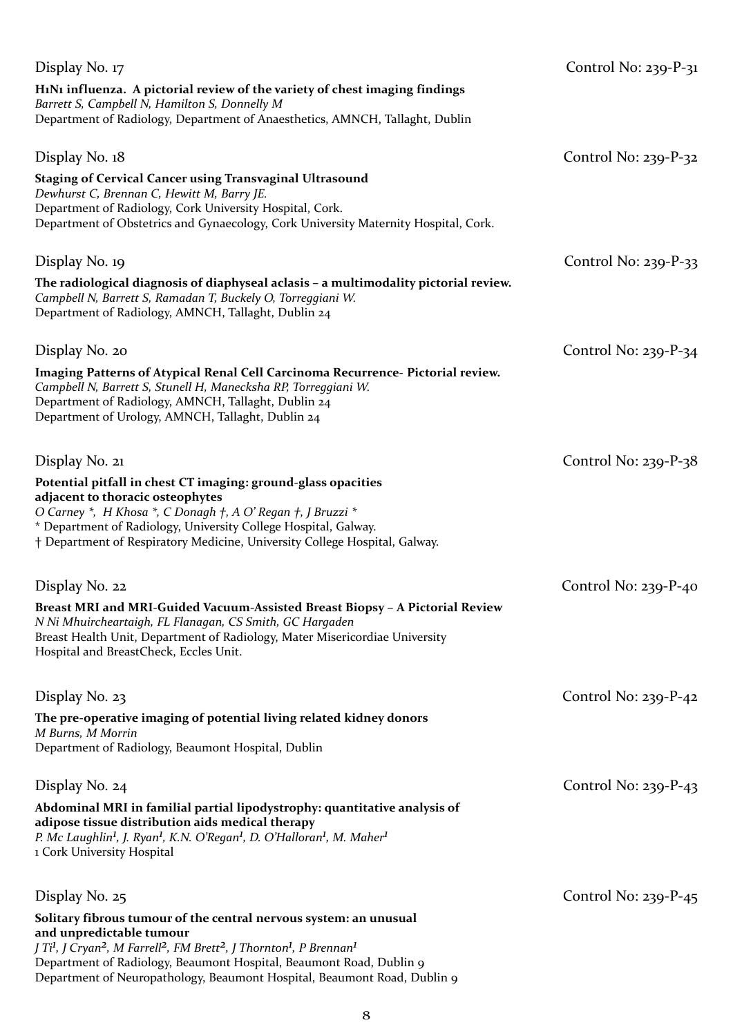Display No. 17 — Control No: 239-P-31

**H1N1 influenza. A pictorial review of the variety of chest imaging findings**
*Barrett S, Campbell N, Hamilton S, Donnelly M*
Department of Radiology, Department of Anaesthetics, AMNCH, Tallaght, Dublin

Display No. 18 — Control No: 239-P-32

**Staging of Cervical Cancer using Transvaginal Ultrasound**
*Dewhurst C, Brennan C, Hewitt M, Barry JE.*
Department of Radiology, Cork University Hospital, Cork.
Department of Obstetrics and Gynaecology, Cork University Maternity Hospital, Cork.

Display No. 19 — Control No: 239-P-33

**The radiological diagnosis of diaphyseal aclasis – a multimodality pictorial review.**
*Campbell N, Barrett S, Ramadan T, Buckely O, Torreggiani W.*
Department of Radiology, AMNCH, Tallaght, Dublin 24

Display No. 20 — Control No: 239-P-34

**Imaging Patterns of Atypical Renal Cell Carcinoma Recurrence- Pictorial review.**
*Campbell N, Barrett S, Stunell H, Manecksha RP, Torreggiani W.*
Department of Radiology, AMNCH, Tallaght, Dublin 24
Department of Urology, AMNCH, Tallaght, Dublin 24

Display No. 21 — Control No: 239-P-38

**Potential pitfall in chest CT imaging: ground-glass opacities adjacent to thoracic osteophytes**
*O Carney *, H Khosa *, C Donagh †, A O' Regan †, J Bruzzi **
* Department of Radiology, University College Hospital, Galway.
† Department of Respiratory Medicine, University College Hospital, Galway.

Display No. 22 — Control No: 239-P-40

**Breast MRI and MRI-Guided Vacuum-Assisted Breast Biopsy – A Pictorial Review**
*N Ni Mhuircheartaigh, FL Flanagan, CS Smith, GC Hargaden*
Breast Health Unit, Department of Radiology, Mater Misericordiae University Hospital and BreastCheck, Eccles Unit.

Display No. 23 — Control No: 239-P-42

**The pre-operative imaging of potential living related kidney donors**
*M Burns, M Morrin*
Department of Radiology, Beaumont Hospital, Dublin

Display No. 24 — Control No: 239-P-43

**Abdominal MRI in familial partial lipodystrophy: quantitative analysis of adipose tissue distribution aids medical therapy**
*P. Mc Laughlin[1], J. Ryan[1], K.N. O'Regan[1], D. O'Halloran[1], M. Maher[1]*
1 Cork University Hospital

Display No. 25 — Control No: 239-P-45

**Solitary fibrous tumour of the central nervous system: an unusual and unpredictable tumour**
*J Ti[1], J Cryan[2], M Farrell[2], FM Brett[2], J Thornton[1], P Brennan[1]*
Department of Radiology, Beaumont Hospital, Beaumont Road, Dublin 9
Department of Neuropathology, Beaumont Hospital, Beaumont Road, Dublin 9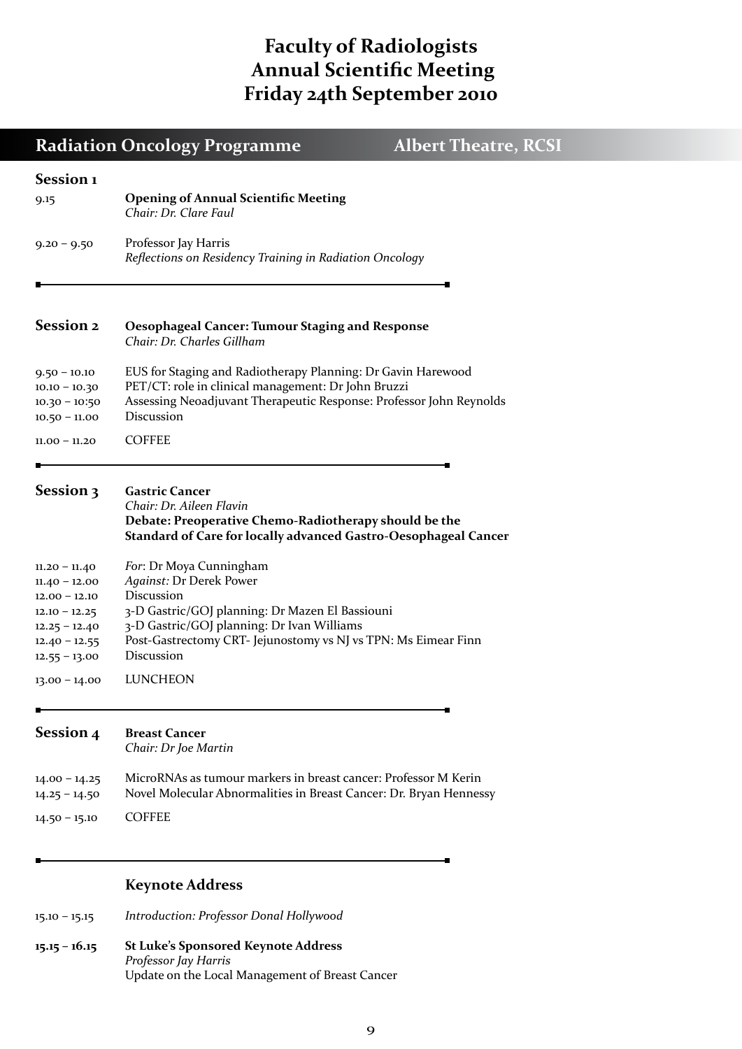# Faculty of Radiologists Annual Scientific Meeting Friday 24th September 2010

## Radiation Oncology Programme — Albert Theatre, RCSI

### Session 1

| | |
|---|---|
| 9.15 | **Opening of Annual Scientific Meeting**<br>*Chair: Dr. Clare Faul* |
| 9.20 – 9.50 | Professor Jay Harris<br>*Reflections on Residency Training in Radiation Oncology* |

### Session 2 — Oesophageal Cancer: Tumour Staging and Response

*Chair: Dr. Charles Gillham*

| | |
|---|---|
| 9.50 – 10.10 | EUS for Staging and Radiotherapy Planning: Dr Gavin Harewood |
| 10.10 – 10.30 | PET/CT: role in clinical management: Dr John Bruzzi |
| 10.30 – 10:50 | Assessing Neoadjuvant Therapeutic Response: Professor John Reynolds |
| 10.50 – 11.00 | Discussion |
| 11.00 – 11.20 | COFFEE |

### Session 3 — Gastric Cancer

*Chair: Dr. Aileen Flavin*

**Debate: Preoperative Chemo-Radiotherapy should be the Standard of Care for locally advanced Gastro-Oesophageal Cancer**

| | |
|---|---|
| 11.20 – 11.40 | *For*: Dr Moya Cunningham |
| 11.40 – 12.00 | *Against:* Dr Derek Power |
| 12.00 – 12.10 | Discussion |
| 12.10 – 12.25 | 3-D Gastric/GOJ planning: Dr Mazen El Bassiouni |
| 12.25 – 12.40 | 3-D Gastric/GOJ planning: Dr Ivan Williams |
| 12.40 – 12.55 | Post-Gastrectomy CRT- Jejunostomy vs NJ vs TPN: Ms Eimear Finn |
| 12.55 – 13.00 | Discussion |
| 13.00 – 14.00 | LUNCHEON |

### Session 4 — Breast Cancer

*Chair: Dr Joe Martin*

| | |
|---|---|
| 14.00 – 14.25 | MicroRNAs as tumour markers in breast cancer: Professor M Kerin |
| 14.25 – 14.50 | Novel Molecular Abnormalities in Breast Cancer: Dr. Bryan Hennessy |
| 14.50 – 15.10 | COFFEE |

### Keynote Address

| | |
|---|---|
| 15.10 – 15.15 | *Introduction: Professor Donal Hollywood* |
| **15.15 – 16.15** | **St Luke's Sponsored Keynote Address**<br>*Professor Jay Harris*<br>Update on the Local Management of Breast Cancer |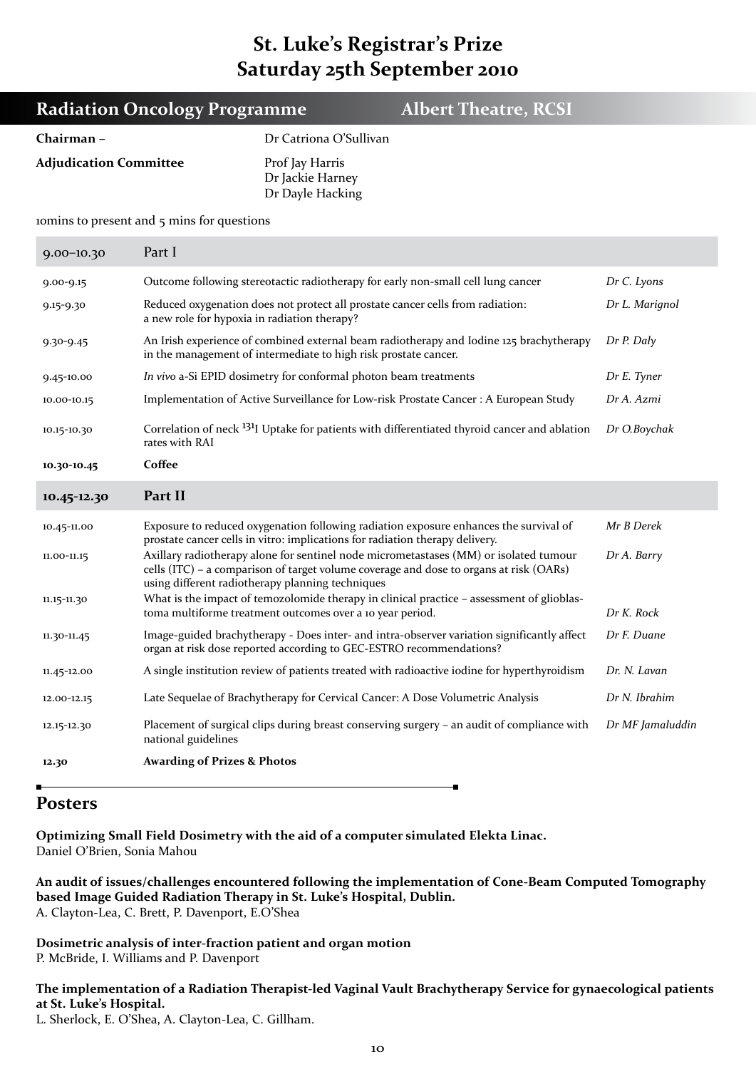# St. Luke's Registrar's Prize
# Saturday 25th September 2010

## Radiation Oncology Programme — Albert Theatre, RCSI

**Chairman** – Dr Catriona O'Sullivan

**Adjudication Committee** Prof Jay Harris
Dr Jackie Harney
Dr Dayle Hacking

10mins to present and 5 mins for questions

| 9.00–10.30 | Part I | |
|---|---|---|
| 9.00-9.15 | Outcome following stereotactic radiotherapy for early non-small cell lung cancer | *Dr C. Lyons* |
| 9.15-9.30 | Reduced oxygenation does not protect all prostate cancer cells from radiation: a new role for hypoxia in radiation therapy? | *Dr L. Marignol* |
| 9.30-9.45 | An Irish experience of combined external beam radiotherapy and Iodine 125 brachytherapy in the management of intermediate to high risk prostate cancer. | *Dr P. Daly* |
| 9.45-10.00 | *In vivo* a-Si EPID dosimetry for conformal photon beam treatments | *Dr E. Tyner* |
| 10.00-10.15 | Implementation of Active Surveillance for Low-risk Prostate Cancer : A European Study | *Dr A. Azmi* |
| 10.15-10.30 | Correlation of neck $^{131}$I Uptake for patients with differentiated thyroid cancer and ablation rates with RAI | *Dr O.Boychak* |
| **10.30-10.45** | **Coffee** | |
| **10.45-12.30** | **Part II** | |
| 10.45-11.00 | Exposure to reduced oxygenation following radiation exposure enhances the survival of prostate cancer cells in vitro: implications for radiation therapy delivery. | *Mr B Derek* |
| 11.00-11.15 | Axillary radiotherapy alone for sentinel node micrometastases (MM) or isolated tumour cells (ITC) – a comparison of target volume coverage and dose to organs at risk (OARs) using different radiotherapy planning techniques | *Dr A. Barry* |
| 11.15-11.30 | What is the impact of temozolomide therapy in clinical practice – assessment of glioblastoma multiforme treatment outcomes over a 10 year period. | *Dr K. Rock* |
| 11.30-11.45 | Image-guided brachytherapy - Does inter- and intra-observer variation significantly affect organ at risk dose reported according to GEC-ESTRO recommendations? | *Dr F. Duane* |
| 11.45-12.00 | A single institution review of patients treated with radioactive iodine for hyperthyroidism | *Dr. N. Lavan* |
| 12.00-12.15 | Late Sequelae of Brachytherapy for Cervical Cancer: A Dose Volumetric Analysis | *Dr N. Ibrahim* |
| 12.15-12.30 | Placement of surgical clips during breast conserving surgery – an audit of compliance with national guidelines | *Dr MF Jamaluddin* |
| **12.30** | **Awarding of Prizes & Photos** | |

## Posters

**Optimizing Small Field Dosimetry with the aid of a computer simulated Elekta Linac.**
Daniel O'Brien, Sonia Mahou

**An audit of issues/challenges encountered following the implementation of Cone-Beam Computed Tomography based Image Guided Radiation Therapy in St. Luke's Hospital, Dublin.**
A. Clayton-Lea, C. Brett, P. Davenport, E.O'Shea

**Dosimetric analysis of inter-fraction patient and organ motion**
P. McBride, I. Williams and P. Davenport

**The implementation of a Radiation Therapist-led Vaginal Vault Brachytherapy Service for gynaecological patients at St. Luke's Hospital.**
L. Sherlock, E. O'Shea, A. Clayton-Lea, C. Gillham.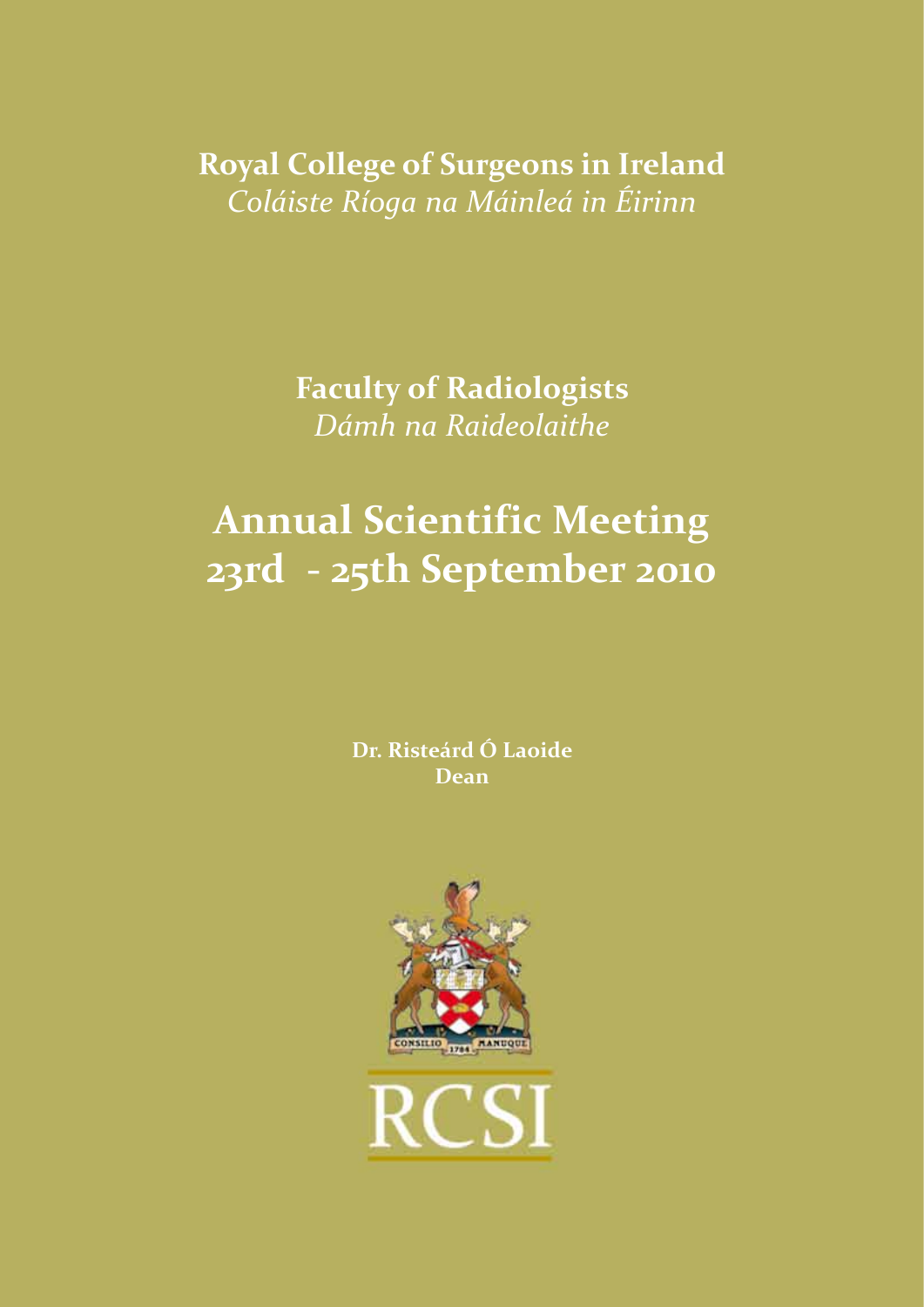**Royal College of Surgeons in Ireland**
*Coláiste Ríoga na Máinleá in Éirinn*

**Faculty of Radiologists**
*Dámh na Raideolaithe*

# Annual Scientific Meeting 23rd - 25th September 2010

**Dr. Risteárd Ó Laoide**
**Dean**

RCSI